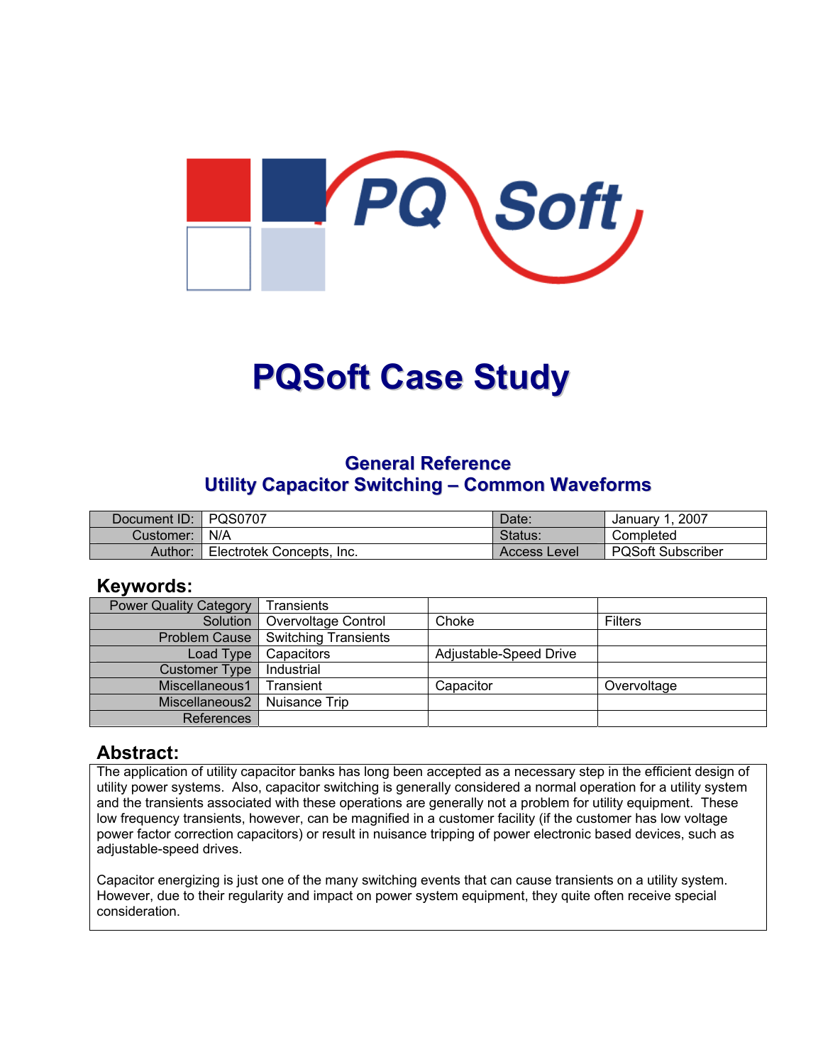# PQSoft Case Study

## General Reference
## Utility Capacitor Switching – Common Waveforms

| | | | |
|---|---|---|---|
| Document ID: | PQS0707 | Date: | January 1, 2007 |
| Customer: | N/A | Status: | Completed |
| Author: | Electrotek Concepts, Inc. | Access Level | PQSoft Subscriber |

## Keywords:

| | | | |
|---|---|---|---|
| Power Quality Category | Transients | | |
| Solution | Overvoltage Control | Choke | Filters |
| Problem Cause | Switching Transients | | |
| Load Type | Capacitors | Adjustable-Speed Drive | |
| Customer Type | Industrial | | |
| Miscellaneous1 | Transient | Capacitor | Overvoltage |
| Miscellaneous2 | Nuisance Trip | | |
| References | | | |

## Abstract:

The application of utility capacitor banks has long been accepted as a necessary step in the efficient design of utility power systems. Also, capacitor switching is generally considered a normal operation for a utility system and the transients associated with these operations are generally not a problem for utility equipment. These low frequency transients, however, can be magnified in a customer facility (if the customer has low voltage power factor correction capacitors) or result in nuisance tripping of power electronic based devices, such as adjustable-speed drives.

Capacitor energizing is just one of the many switching events that can cause transients on a utility system. However, due to their regularity and impact on power system equipment, they quite often receive special consideration.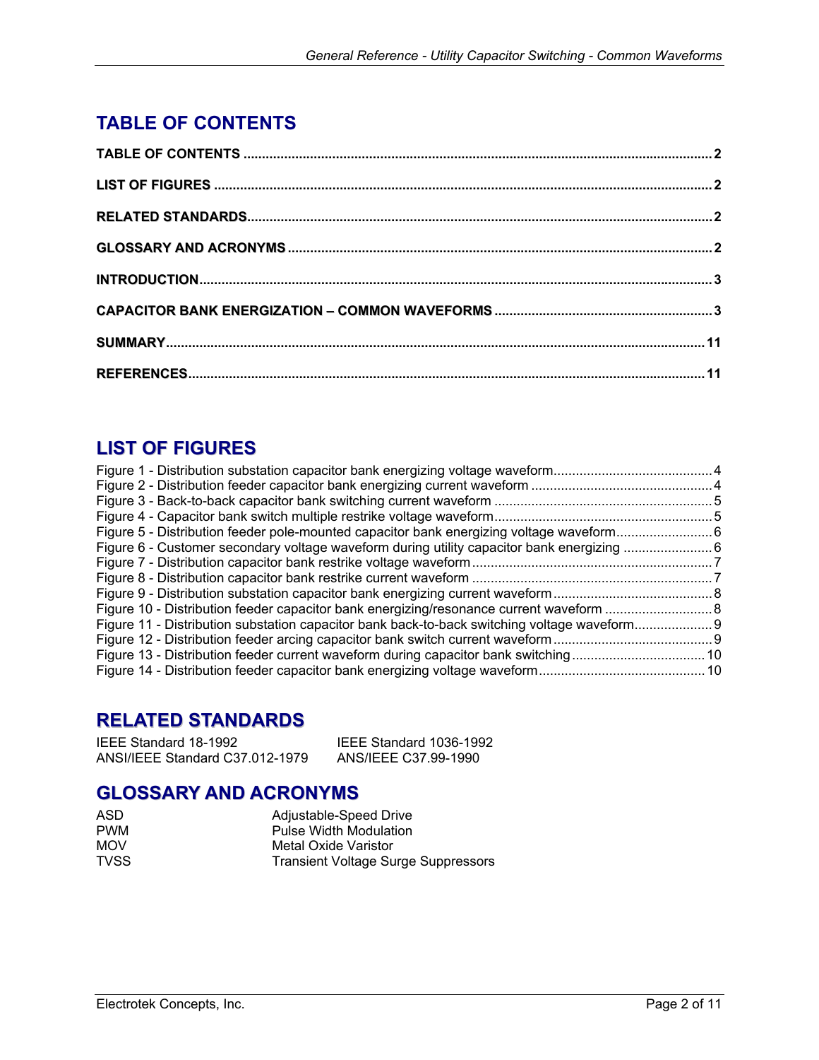## TABLE OF CONTENTS

**TABLE OF CONTENTS** .......... 2

**LIST OF FIGURES** .......... 2

**RELATED STANDARDS** .......... 2

**GLOSSARY AND ACRONYMS** .......... 2

**INTRODUCTION** .......... 3

**CAPACITOR BANK ENERGIZATION – COMMON WAVEFORMS** .......... 3

**SUMMARY** .......... 11

**REFERENCES** .......... 11

## LIST OF FIGURES

Figure 1 - Distribution substation capacitor bank energizing voltage waveform .......... 4
Figure 2 - Distribution feeder capacitor bank energizing current waveform .......... 4
Figure 3 - Back-to-back capacitor bank switching current waveform .......... 5
Figure 4 - Capacitor bank switch multiple restrike voltage waveform .......... 5
Figure 5 - Distribution feeder pole-mounted capacitor bank energizing voltage waveform .......... 6
Figure 6 - Customer secondary voltage waveform during utility capacitor bank energizing .......... 6
Figure 7 - Distribution capacitor bank restrike voltage waveform .......... 7
Figure 8 - Distribution capacitor bank restrike current waveform .......... 7
Figure 9 - Distribution substation capacitor bank energizing current waveform .......... 8
Figure 10 - Distribution feeder capacitor bank energizing/resonance current waveform .......... 8
Figure 11 - Distribution substation capacitor bank back-to-back switching voltage waveform .......... 9
Figure 12 - Distribution feeder arcing capacitor bank switch current waveform .......... 9
Figure 13 - Distribution feeder current waveform during capacitor bank switching .......... 10
Figure 14 - Distribution feeder capacitor bank energizing voltage waveform .......... 10

## RELATED STANDARDS

IEEE Standard 18-1992
ANSI/IEEE Standard C37.012-1979
IEEE Standard 1036-1992
ANS/IEEE C37.99-1990

## GLOSSARY AND ACRONYMS

| | |
|---|---|
| ASD | Adjustable-Speed Drive |
| PWM | Pulse Width Modulation |
| MOV | Metal Oxide Varistor |
| TVSS | Transient Voltage Surge Suppressors |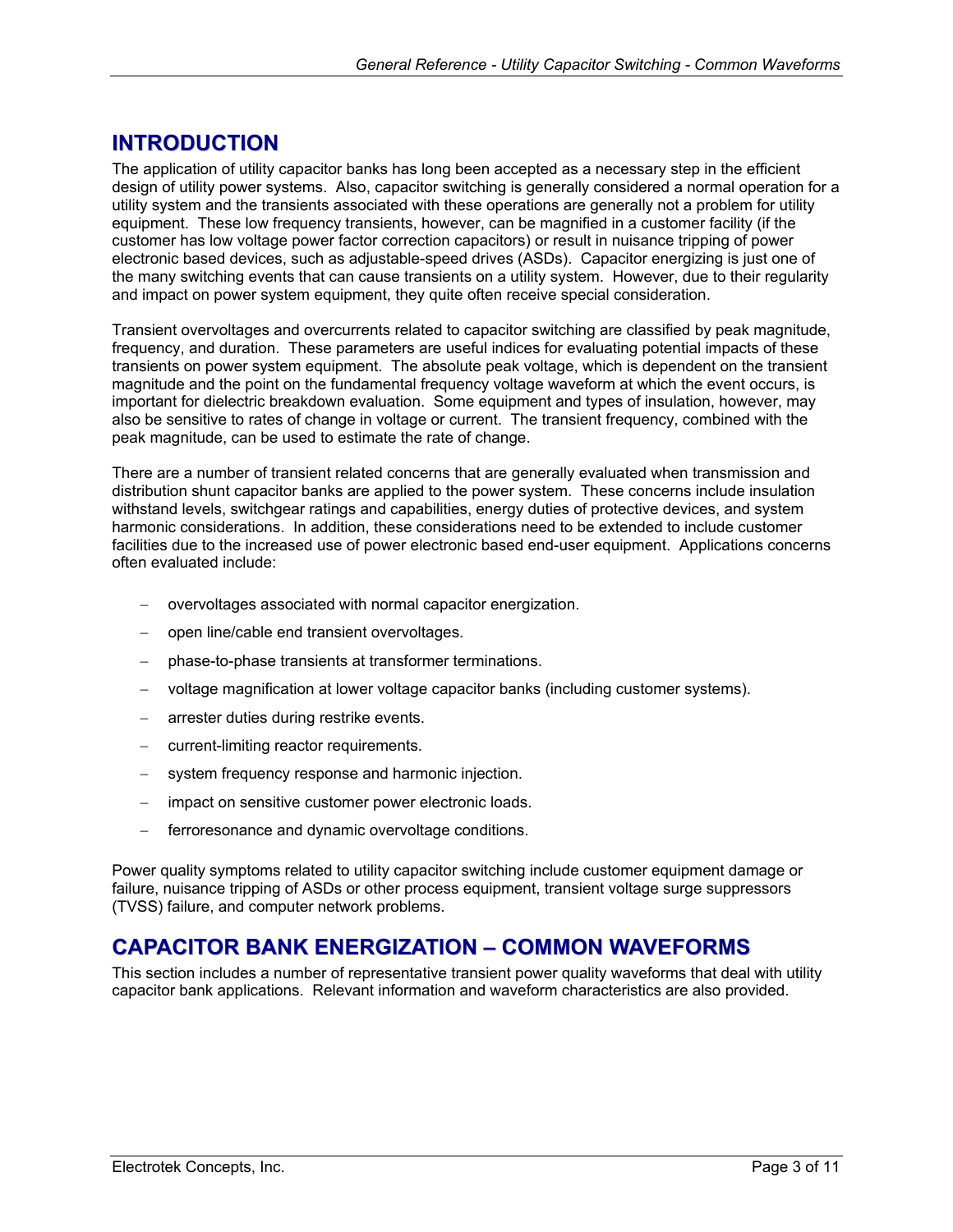## INTRODUCTION

The application of utility capacitor banks has long been accepted as a necessary step in the efficient design of utility power systems. Also, capacitor switching is generally considered a normal operation for a utility system and the transients associated with these operations are generally not a problem for utility equipment. These low frequency transients, however, can be magnified in a customer facility (if the customer has low voltage power factor correction capacitors) or result in nuisance tripping of power electronic based devices, such as adjustable-speed drives (ASDs). Capacitor energizing is just one of the many switching events that can cause transients on a utility system. However, due to their regularity and impact on power system equipment, they quite often receive special consideration.

Transient overvoltages and overcurrents related to capacitor switching are classified by peak magnitude, frequency, and duration. These parameters are useful indices for evaluating potential impacts of these transients on power system equipment. The absolute peak voltage, which is dependent on the transient magnitude and the point on the fundamental frequency voltage waveform at which the event occurs, is important for dielectric breakdown evaluation. Some equipment and types of insulation, however, may also be sensitive to rates of change in voltage or current. The transient frequency, combined with the peak magnitude, can be used to estimate the rate of change.

There are a number of transient related concerns that are generally evaluated when transmission and distribution shunt capacitor banks are applied to the power system. These concerns include insulation withstand levels, switchgear ratings and capabilities, energy duties of protective devices, and system harmonic considerations. In addition, these considerations need to be extended to include customer facilities due to the increased use of power electronic based end-user equipment. Applications concerns often evaluated include:

- overvoltages associated with normal capacitor energization.
- open line/cable end transient overvoltages.
- phase-to-phase transients at transformer terminations.
- voltage magnification at lower voltage capacitor banks (including customer systems).
- arrester duties during restrike events.
- current-limiting reactor requirements.
- system frequency response and harmonic injection.
- impact on sensitive customer power electronic loads.
- ferroresonance and dynamic overvoltage conditions.

Power quality symptoms related to utility capacitor switching include customer equipment damage or failure, nuisance tripping of ASDs or other process equipment, transient voltage surge suppressors (TVSS) failure, and computer network problems.

## CAPACITOR BANK ENERGIZATION – COMMON WAVEFORMS

This section includes a number of representative transient power quality waveforms that deal with utility capacitor bank applications. Relevant information and waveform characteristics are also provided.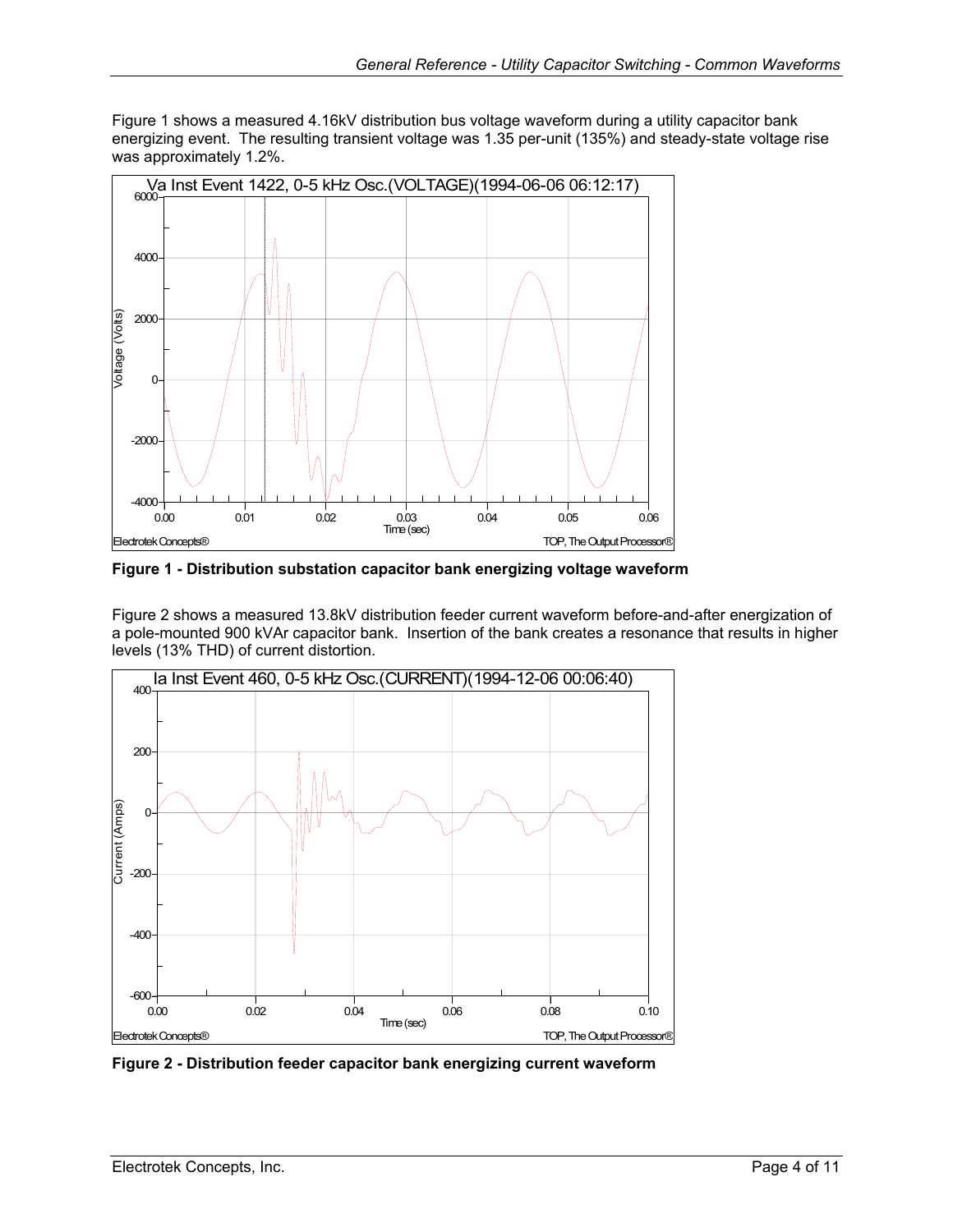Figure 1 shows a measured 4.16kV distribution bus voltage waveform during a utility capacitor bank energizing event. The resulting transient voltage was 1.35 per-unit (135%) and steady-state voltage rise was approximately 1.2%.

Va Inst Event 1422, 0-5 kHz Osc.(VOLTAGE)(1994-06-06 06:12:17)

Voltage (Volts)

6000
4000
2000
0
-2000
-4000

0.00
0.01
0.02
0.03
0.04
0.05
0.06

Time (sec)

Electrotek Concepts®

TOP, The Output Processor®

**Figure 1 - Distribution substation capacitor bank energizing voltage waveform**

Figure 2 shows a measured 13.8kV distribution feeder current waveform before-and-after energization of a pole-mounted 900 kVAr capacitor bank. Insertion of the bank creates a resonance that results in higher levels (13% THD) of current distortion.

Ia Inst Event 460, 0-5 kHz Osc.(CURRENT)(1994-12-06 00:06:40)

Current (Amps)

400
200
0
-200
-400
-600

0.00
0.02
0.04
0.06
0.08
0.10

Time (sec)

Electrotek Concepts®

TOP, The Output Processor®

**Figure 2 - Distribution feeder capacitor bank energizing current waveform**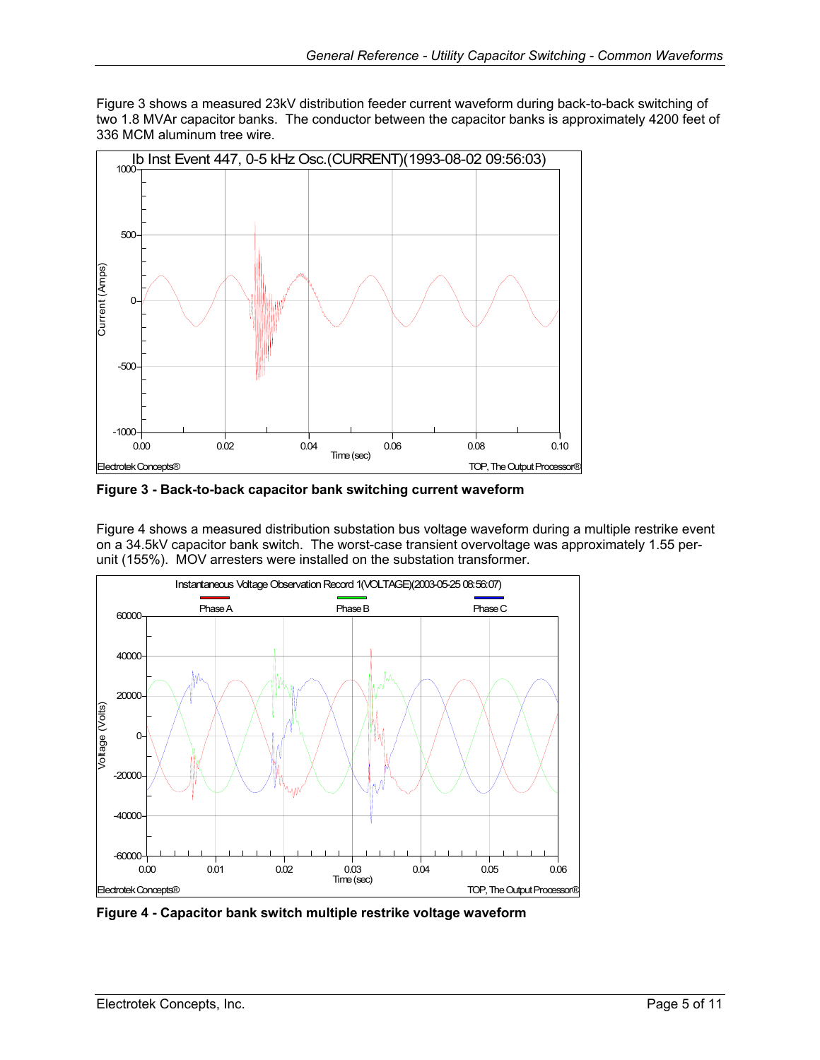Figure 3 shows a measured 23kV distribution feeder current waveform during back-to-back switching of two 1.8 MVAr capacitor banks. The conductor between the capacitor banks is approximately 4200 feet of 336 MCM aluminum tree wire.

Ib Inst Event 447, 0-5 kHz Osc.(CURRENT)(1993-08-02 09:56:03)

1000
500
0
-500
-1000

Current (Amps)

0.00
0.02
0.04
0.06
0.08
0.10

Time (sec)

Electrotek Concepts®
TOP, The Output Processor®

**Figure 3 - Back-to-back capacitor bank switching current waveform**

Figure 4 shows a measured distribution substation bus voltage waveform during a multiple restrike event on a 34.5kV capacitor bank switch. The worst-case transient overvoltage was approximately 1.55 per-unit (155%). MOV arresters were installed on the substation transformer.

Instantaneous Voltage Observation Record 1(VOLTAGE)(2003-05-25 08:56:07)

Phase A
Phase B
Phase C

60000
40000
20000
0
-20000
-40000
-60000

Voltage (Volts)

0.00
0.01
0.02
0.03
0.04
0.05
0.06

Time (sec)

Electrotek Concepts®
TOP, The Output Processor®

**Figure 4 - Capacitor bank switch multiple restrike voltage waveform**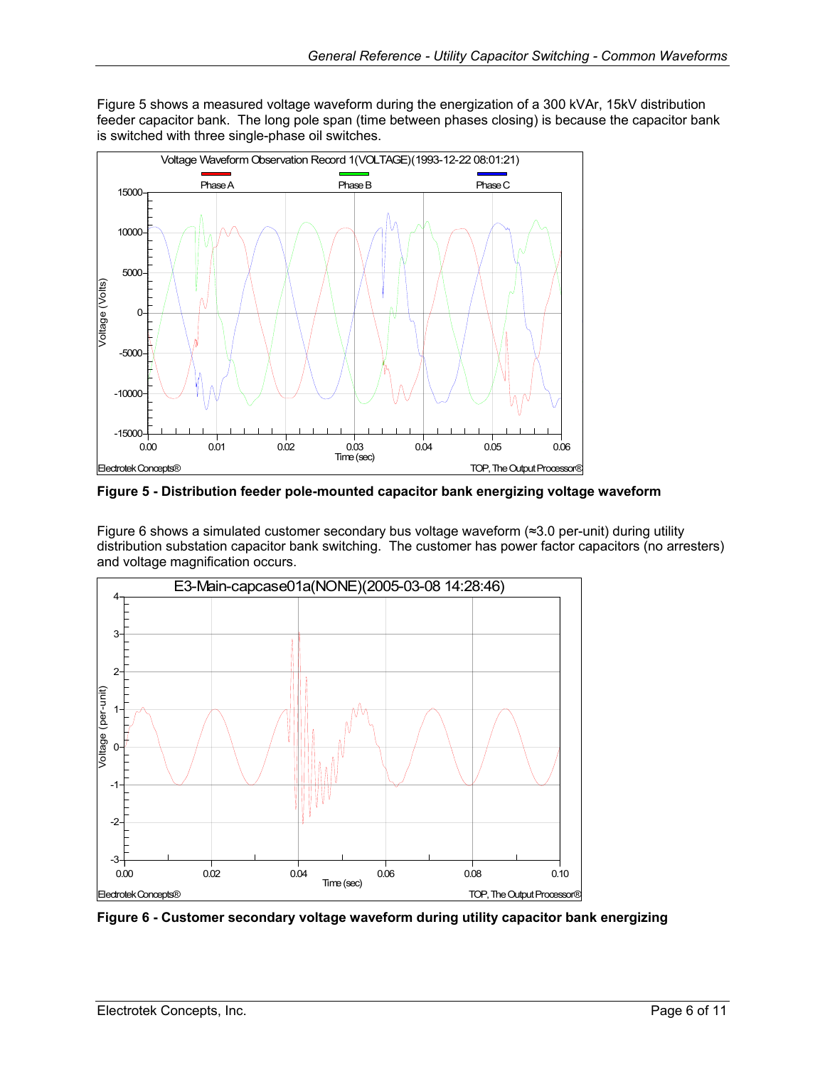Figure 5 shows a measured voltage waveform during the energization of a 300 kVAr, 15kV distribution feeder capacitor bank. The long pole span (time between phases closing) is because the capacitor bank is switched with three single-phase oil switches.

Voltage Waveform Observation Record 1(VOLTAGE)(1993-12-22 08:01:21)

Phase A
Phase B
Phase C

15000
10000
5000
0
-5000
-10000
-15000

Voltage (Volts)

0.00
0.01
0.02
0.03
0.04
0.05
0.06

Time (sec)

Electrotek Concepts®
TOP, The Output Processor®

**Figure 5 - Distribution feeder pole-mounted capacitor bank energizing voltage waveform**

Figure 6 shows a simulated customer secondary bus voltage waveform (≈3.0 per-unit) during utility distribution substation capacitor bank switching. The customer has power factor capacitors (no arresters) and voltage magnification occurs.

E3-Main-capcase01a(NONE)(2005-03-08 14:28:46)

4
3
2
1
0
-1
-2
-3

Voltage (per-unit)

0.00
0.02
0.04
0.06
0.08
0.10

Time (sec)

Electrotek Concepts®
TOP, The Output Processor®

**Figure 6 - Customer secondary voltage waveform during utility capacitor bank energizing**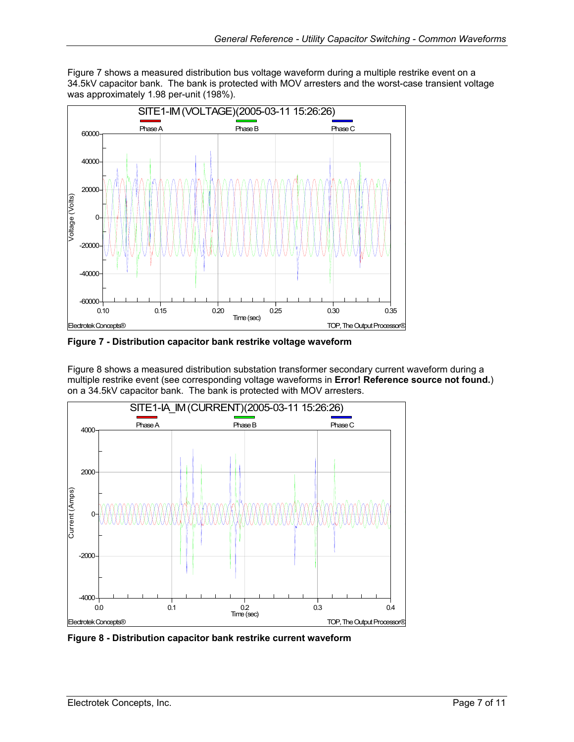Figure 7 shows a measured distribution bus voltage waveform during a multiple restrike event on a 34.5kV capacitor bank. The bank is protected with MOV arresters and the worst-case transient voltage was approximately 1.98 per-unit (198%).

SITE1-IM (VOLTAGE)(2005-03-11 15:26:26)

Phase A
Phase B
Phase C

Voltage (Volts)

60000
40000
20000
0
-20000
-40000
-60000

0.10
0.15
0.20
0.25
0.30
0.35

Time (sec)

Electrotek Concepts®
TOP, The Output Processor®

**Figure 7 - Distribution capacitor bank restrike voltage waveform**

Figure 8 shows a measured distribution substation transformer secondary current waveform during a multiple restrike event (see corresponding voltage waveforms in **Error! Reference source not found.**) on a 34.5kV capacitor bank. The bank is protected with MOV arresters.

SITE1-IA_IM (CURRENT)(2005-03-11 15:26:26)

Phase A
Phase B
Phase C

Current (Amps)

4000
2000
0
-2000
-4000

0.0
0.1
0.2
0.3
0.4

Time (sec)

Electrotek Concepts®
TOP, The Output Processor®

**Figure 8 - Distribution capacitor bank restrike current waveform**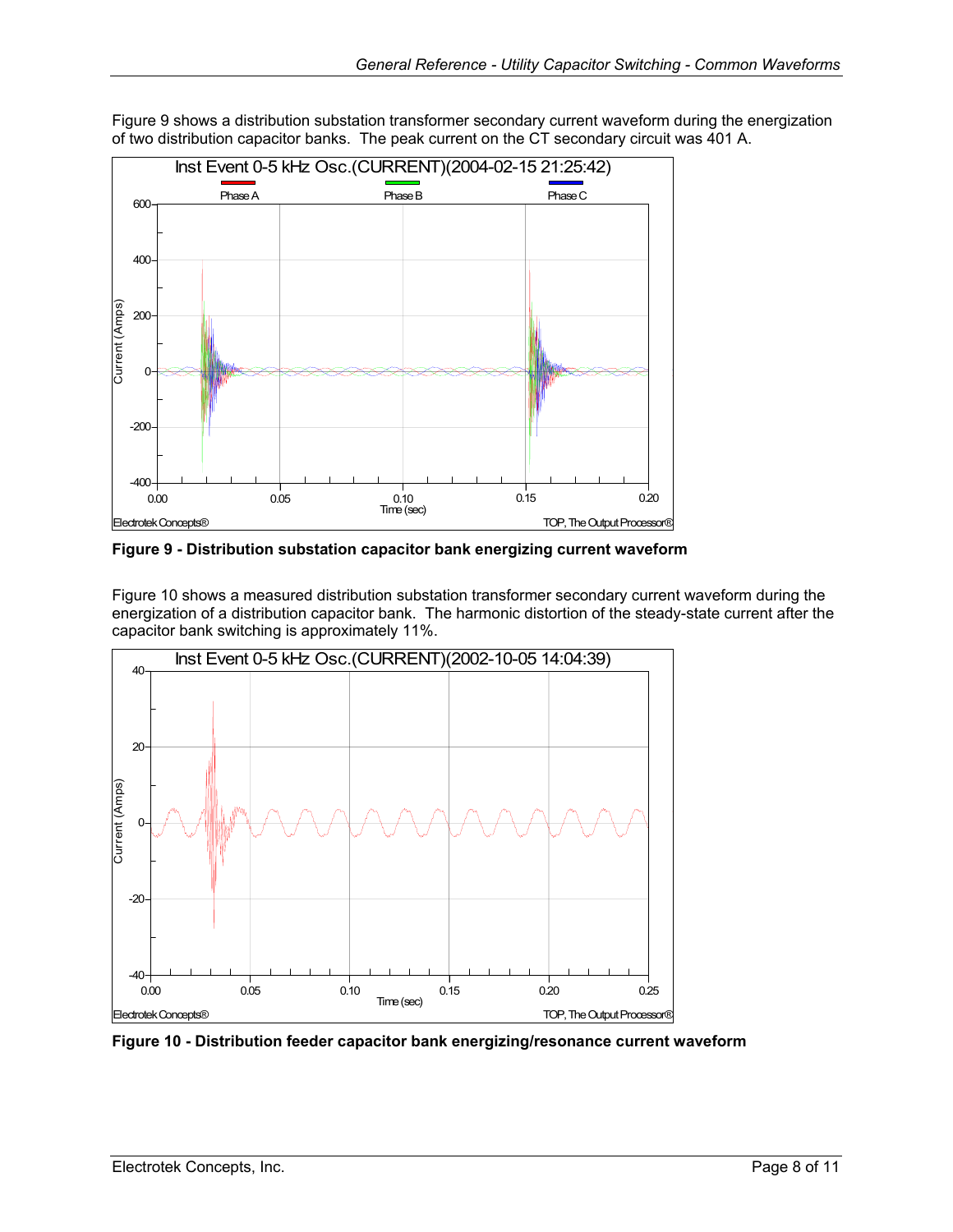Figure 9 shows a distribution substation transformer secondary current waveform during the energization of two distribution capacitor banks. The peak current on the CT secondary circuit was 401 A.

**Figure 9 - Distribution substation capacitor bank energizing current waveform**

Figure 10 shows a measured distribution substation transformer secondary current waveform during the energization of a distribution capacitor bank. The harmonic distortion of the steady-state current after the capacitor bank switching is approximately 11%.

**Figure 10 - Distribution feeder capacitor bank energizing/resonance current waveform**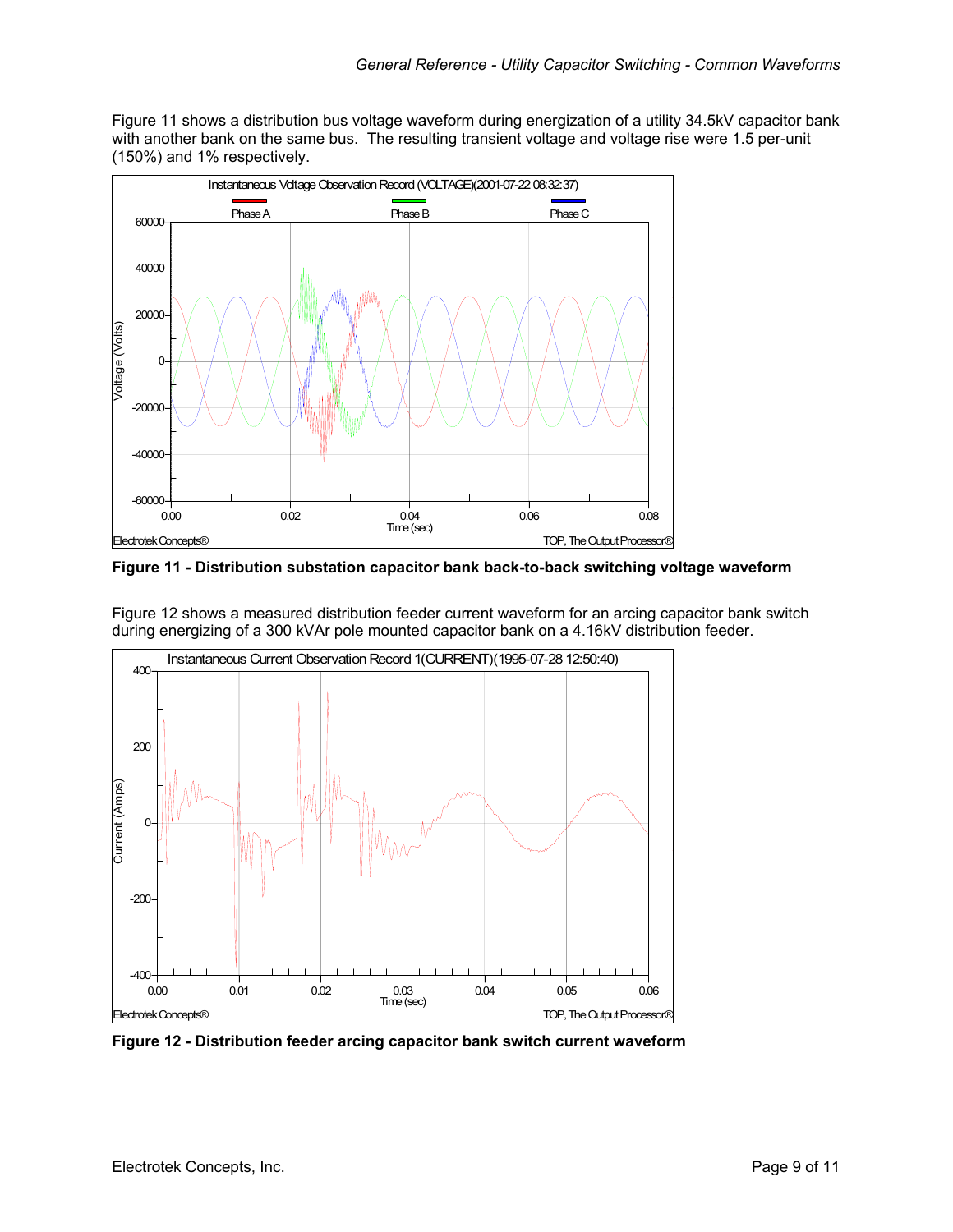Figure 11 shows a distribution bus voltage waveform during energization of a utility 34.5kV capacitor bank with another bank on the same bus. The resulting transient voltage and voltage rise were 1.5 per-unit (150%) and 1% respectively.

Instantaneous Voltage Observation Record (VOLTAGE)(2001-07-22 08:32:37)

Phase A
Phase B
Phase C

Voltage (Volts)

60000
40000
20000
0
-20000
-40000
-60000

0.00
0.02
0.04
0.06
0.08

Time (sec)

Electrotek Concepts®
TOP, The Output Processor®

**Figure 11 - Distribution substation capacitor bank back-to-back switching voltage waveform**

Figure 12 shows a measured distribution feeder current waveform for an arcing capacitor bank switch during energizing of a 300 kVAr pole mounted capacitor bank on a 4.16kV distribution feeder.

Instantaneous Current Observation Record 1(CURRENT)(1995-07-28 12:50:40)

Current (Amps)

400
200
0
-200
-400

0.00
0.01
0.02
0.03
0.04
0.05
0.06

Time (sec)

Electrotek Concepts®
TOP, The Output Processor®

**Figure 12 - Distribution feeder arcing capacitor bank switch current waveform**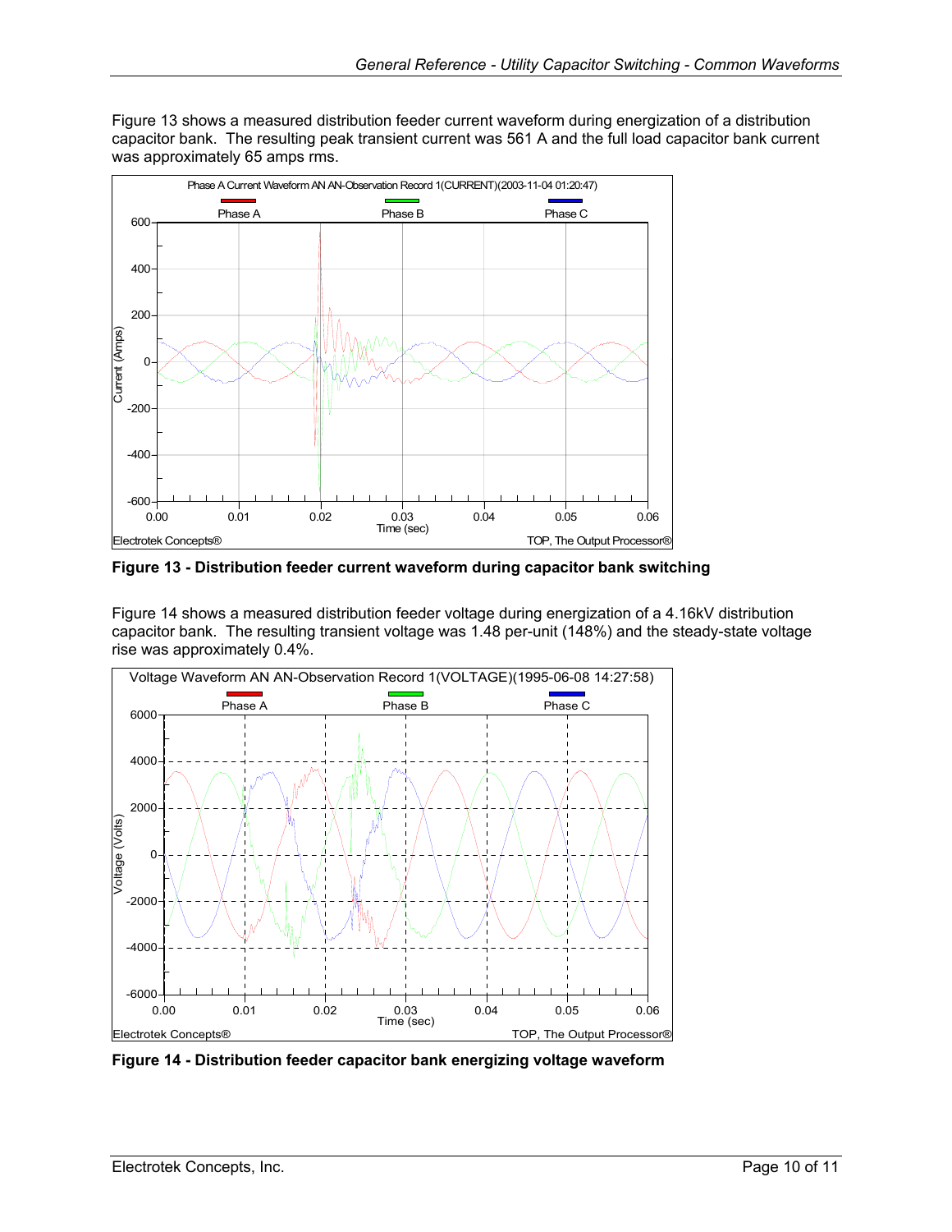Figure 13 shows a measured distribution feeder current waveform during energization of a distribution capacitor bank. The resulting peak transient current was 561 A and the full load capacitor bank current was approximately 65 amps rms.

Phase A Current Waveform AN AN-Observation Record 1(CURRENT)(2003-11-04 01:20:47)

Phase A
Phase B
Phase C

Current (Amps)

600
400
200
0
-200
-400
-600

0.00
0.01
0.02
0.03
0.04
0.05
0.06

Time (sec)

Electrotek Concepts®
TOP, The Output Processor®

**Figure 13 - Distribution feeder current waveform during capacitor bank switching**

Figure 14 shows a measured distribution feeder voltage during energization of a 4.16kV distribution capacitor bank. The resulting transient voltage was 1.48 per-unit (148%) and the steady-state voltage rise was approximately 0.4%.

Voltage Waveform AN AN-Observation Record 1(VOLTAGE)(1995-06-08 14:27:58)

Phase A
Phase B
Phase C

Voltage (Volts)

6000
4000
2000
0
-2000
-4000
-6000

0.00
0.01
0.02
0.03
0.04
0.05
0.06

Time (sec)

Electrotek Concepts®
TOP, The Output Processor®

**Figure 14 - Distribution feeder capacitor bank energizing voltage waveform**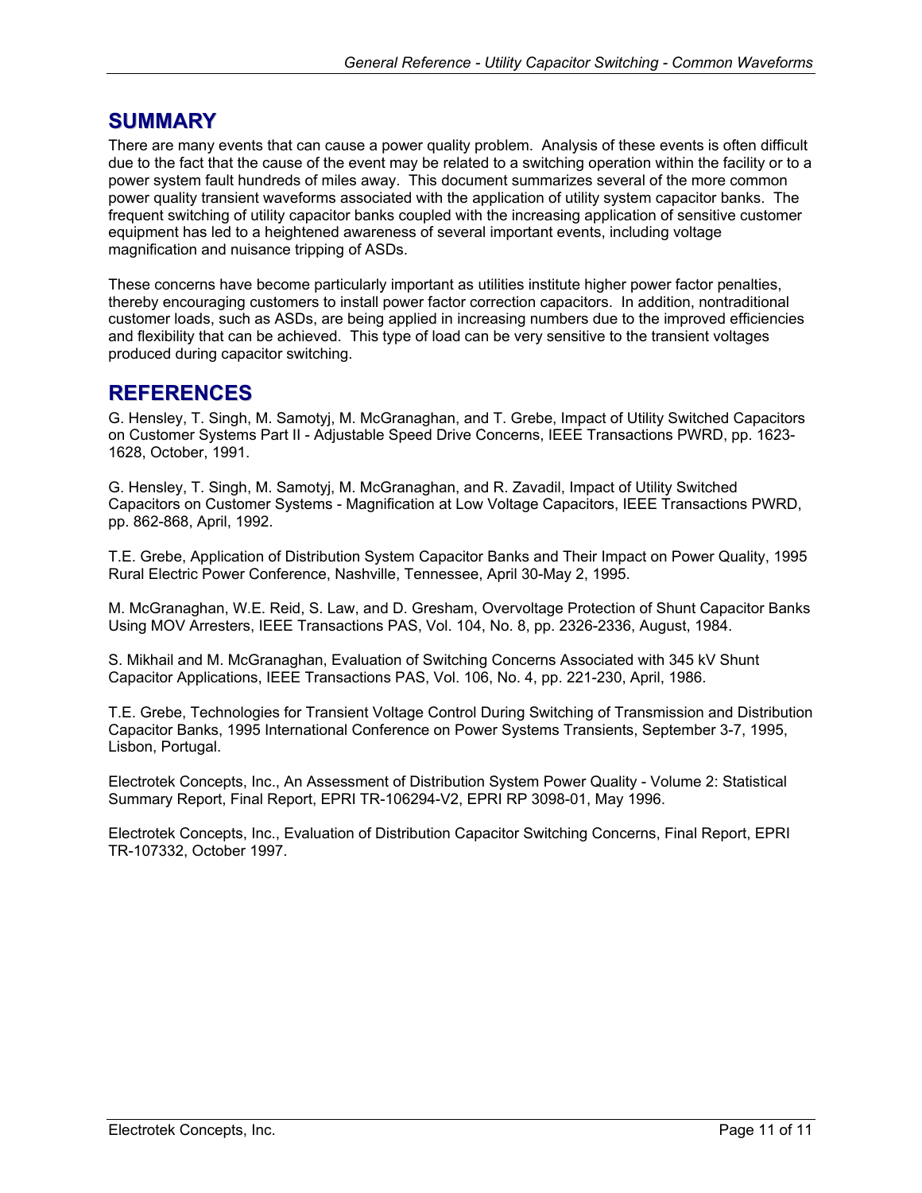## SUMMARY

There are many events that can cause a power quality problem. Analysis of these events is often difficult due to the fact that the cause of the event may be related to a switching operation within the facility or to a power system fault hundreds of miles away. This document summarizes several of the more common power quality transient waveforms associated with the application of utility system capacitor banks. The frequent switching of utility capacitor banks coupled with the increasing application of sensitive customer equipment has led to a heightened awareness of several important events, including voltage magnification and nuisance tripping of ASDs.

These concerns have become particularly important as utilities institute higher power factor penalties, thereby encouraging customers to install power factor correction capacitors. In addition, nontraditional customer loads, such as ASDs, are being applied in increasing numbers due to the improved efficiencies and flexibility that can be achieved. This type of load can be very sensitive to the transient voltages produced during capacitor switching.

## REFERENCES

G. Hensley, T. Singh, M. Samotyj, M. McGranaghan, and T. Grebe, Impact of Utility Switched Capacitors on Customer Systems Part II - Adjustable Speed Drive Concerns, IEEE Transactions PWRD, pp. 1623-1628, October, 1991.

G. Hensley, T. Singh, M. Samotyj, M. McGranaghan, and R. Zavadil, Impact of Utility Switched Capacitors on Customer Systems - Magnification at Low Voltage Capacitors, IEEE Transactions PWRD, pp. 862-868, April, 1992.

T.E. Grebe, Application of Distribution System Capacitor Banks and Their Impact on Power Quality, 1995 Rural Electric Power Conference, Nashville, Tennessee, April 30-May 2, 1995.

M. McGranaghan, W.E. Reid, S. Law, and D. Gresham, Overvoltage Protection of Shunt Capacitor Banks Using MOV Arresters, IEEE Transactions PAS, Vol. 104, No. 8, pp. 2326-2336, August, 1984.

S. Mikhail and M. McGranaghan, Evaluation of Switching Concerns Associated with 345 kV Shunt Capacitor Applications, IEEE Transactions PAS, Vol. 106, No. 4, pp. 221-230, April, 1986.

T.E. Grebe, Technologies for Transient Voltage Control During Switching of Transmission and Distribution Capacitor Banks, 1995 International Conference on Power Systems Transients, September 3-7, 1995, Lisbon, Portugal.

Electrotek Concepts, Inc., An Assessment of Distribution System Power Quality - Volume 2: Statistical Summary Report, Final Report, EPRI TR-106294-V2, EPRI RP 3098-01, May 1996.

Electrotek Concepts, Inc., Evaluation of Distribution Capacitor Switching Concerns, Final Report, EPRI TR-107332, October 1997.